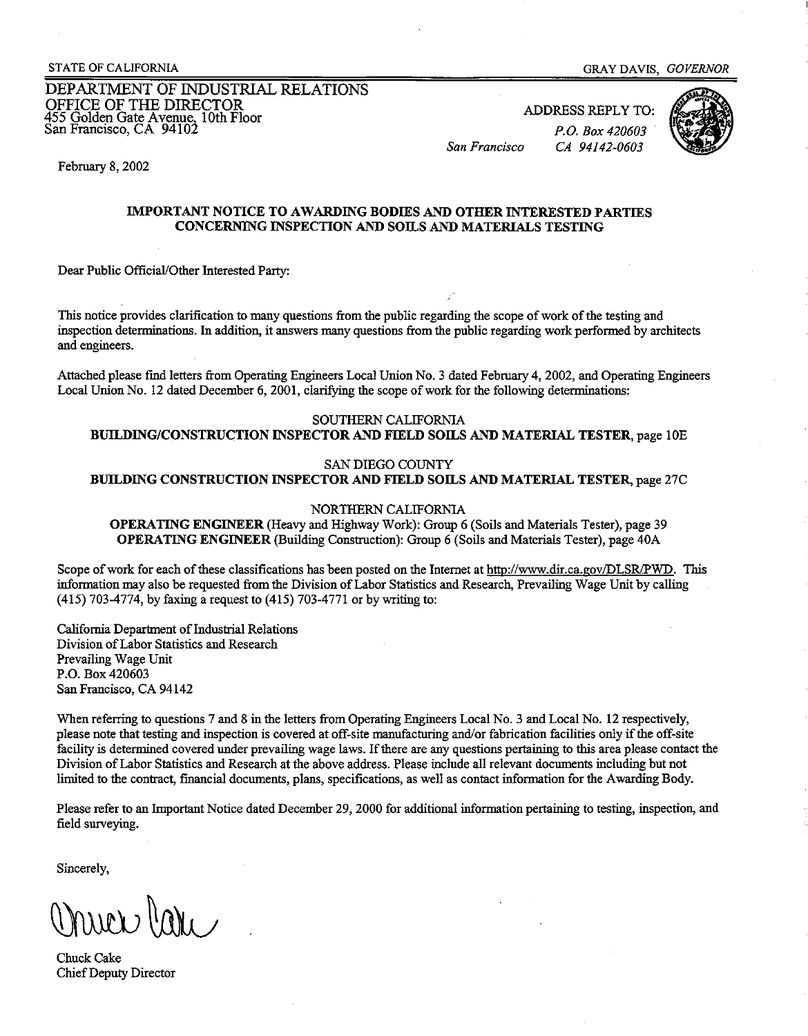STATE OF CALIFORNIA GRAY DAVIS, *GOVERNOR*

DEPARTMENT OF INDUSTRIAL RELATIONS
OFFICE OF THE DIRECTOR
455 Golden Gate Avenue, 10th Floor
San Francisco, CA 94102

ADDRESS REPLY TO:
*P.O. Box 420603*
*San Francisco CA 94142-0603*

February 8, 2002

**IMPORTANT NOTICE TO AWARDING BODIES AND OTHER INTERESTED PARTIES CONCERNING INSPECTION AND SOILS AND MATERIALS TESTING**

Dear Public Official/Other Interested Party:

This notice provides clarification to many questions from the public regarding the scope of work of the testing and inspection determinations. In addition, it answers many questions from the public regarding work performed by architects and engineers.

Attached please find letters from Operating Engineers Local Union No. 3 dated February 4, 2002, and Operating Engineers Local Union No. 12 dated December 6, 2001, clarifying the scope of work for the following determinations:

SOUTHERN CALIFORNIA
**BUILDING/CONSTRUCTION INSPECTOR AND FIELD SOILS AND MATERIAL TESTER**, page 10E

SAN DIEGO COUNTY
**BUILDING CONSTRUCTION INSPECTOR AND FIELD SOILS AND MATERIAL TESTER**, page 27C

NORTHERN CALIFORNIA
**OPERATING ENGINEER** (Heavy and Highway Work): Group 6 (Soils and Materials Tester), page 39
**OPERATING ENGINEER** (Building Construction): Group 6 (Soils and Materials Tester), page 40A

Scope of work for each of these classifications has been posted on the Internet at http://www.dir.ca.gov/DLSR/PWD. This information may also be requested from the Division of Labor Statistics and Research, Prevailing Wage Unit by calling (415) 703-4774, by faxing a request to (415) 703-4771 or by writing to:

California Department of Industrial Relations
Division of Labor Statistics and Research
Prevailing Wage Unit
P.O. Box 420603
San Francisco, CA 94142

When referring to questions 7 and 8 in the letters from Operating Engineers Local No. 3 and Local No. 12 respectively, please note that testing and inspection is covered at off-site manufacturing and/or fabrication facilities only if the off-site facility is determined covered under prevailing wage laws. If there are any questions pertaining to this area please contact the Division of Labor Statistics and Research at the above address. Please include all relevant documents including but not limited to the contract, financial documents, plans, specifications, as well as contact information for the Awarding Body.

Please refer to an Important Notice dated December 29, 2000 for additional information pertaining to testing, inspection, and field surveying.

Sincerely,

Chuck Cake
Chief Deputy Director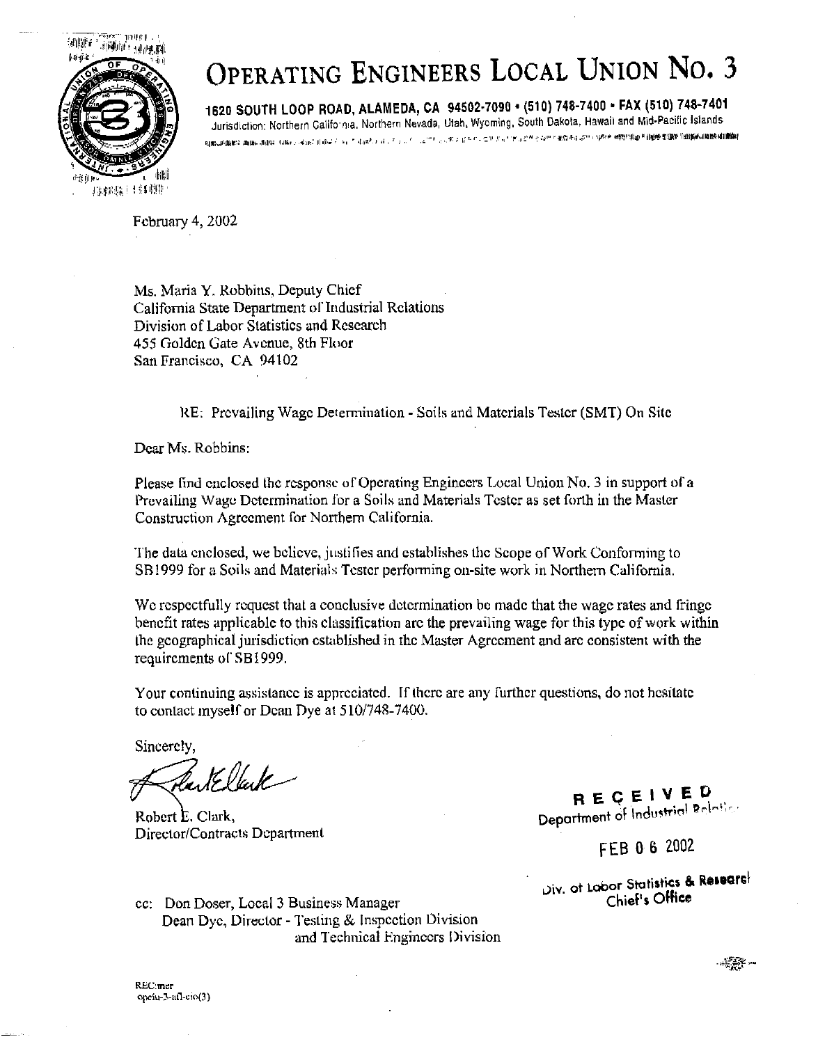# OPERATING ENGINEERS LOCAL UNION NO. 3

**1620 SOUTH LOOP ROAD, ALAMEDA, CA 94502-7090 • (510) 748-7400 • FAX (510) 748-7401**

Jurisdiction: Northern California, Northern Nevada, Utah, Wyoming, South Dakota, Hawaii and Mid-Pacific Islands

February 4, 2002

Ms. Maria Y. Robbins, Deputy Chief
California State Department of Industrial Relations
Division of Labor Statistics and Research
455 Golden Gate Avenue, 8th Floor
San Francisco, CA 94102

RE: Prevailing Wage Determination - Soils and Materials Tester (SMT) On Site

Dear Ms. Robbins:

Please find enclosed the response of Operating Engineers Local Union No. 3 in support of a Prevailing Wage Determination for a Soils and Materials Tester as set forth in the Master Construction Agreement for Northern California.

The data enclosed, we believe, justifies and establishes the Scope of Work Conforming to SB1999 for a Soils and Materials Tester performing on-site work in Northern California.

We respectfully request that a conclusive determination be made that the wage rates and fringe benefit rates applicable to this classification are the prevailing wage for this type of work within the geographical jurisdiction established in the Master Agreement and are consistent with the requirements of SB1999.

Your continuing assistance is appreciated. If there are any further questions, do not hesitate to contact myself or Dean Dye at 510/748-7400.

Sincerely,

Robert E. Clark,
Director/Contracts Department

RECEIVED
Department of Industrial Relations
FEB 06 2002
Div. of Labor Statistics & Research
Chief's Office

cc: Don Doser, Local 3 Business Manager
Dean Dye, Director - Testing & Inspection Division and Technical Engineers Division

REC:mer
opeiu-3-afl-cio(3)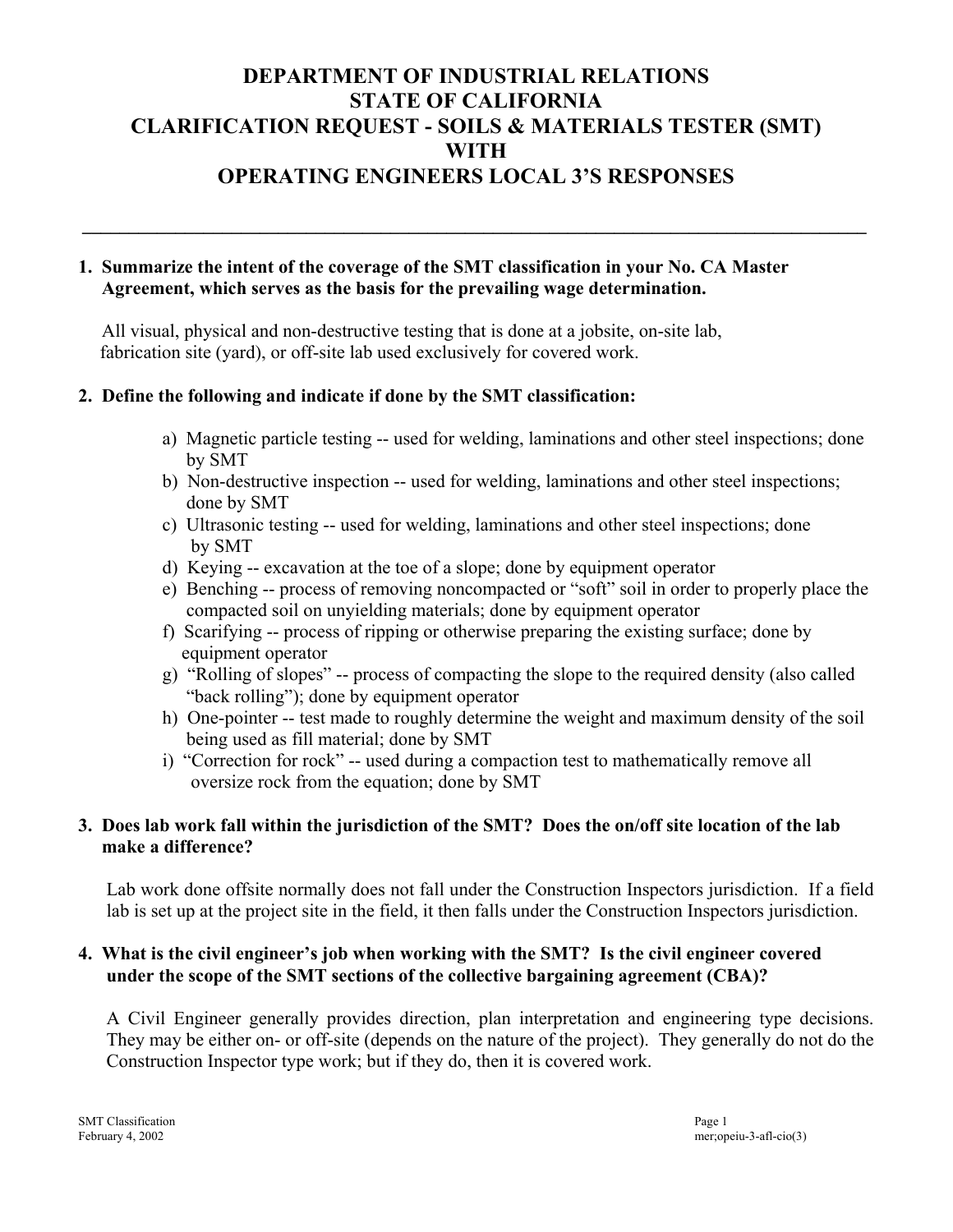# DEPARTMENT OF INDUSTRIAL RELATIONS
# STATE OF CALIFORNIA
# CLARIFICATION REQUEST - SOILS & MATERIALS TESTER (SMT)
# WITH
# OPERATING ENGINEERS LOCAL 3'S RESPONSES

---

**1. Summarize the intent of the coverage of the SMT classification in your No. CA Master Agreement, which serves as the basis for the prevailing wage determination.**

All visual, physical and non-destructive testing that is done at a jobsite, on-site lab, fabrication site (yard), or off-site lab used exclusively for covered work.

**2. Define the following and indicate if done by the SMT classification:**

a) Magnetic particle testing -- used for welding, laminations and other steel inspections; done by SMT

b) Non-destructive inspection -- used for welding, laminations and other steel inspections; done by SMT

c) Ultrasonic testing -- used for welding, laminations and other steel inspections; done by SMT

d) Keying -- excavation at the toe of a slope; done by equipment operator

e) Benching -- process of removing noncompacted or "soft" soil in order to properly place the compacted soil on unyielding materials; done by equipment operator

f) Scarifying -- process of ripping or otherwise preparing the existing surface; done by equipment operator

g) "Rolling of slopes" -- process of compacting the slope to the required density (also called "back rolling"); done by equipment operator

h) One-pointer -- test made to roughly determine the weight and maximum density of the soil being used as fill material; done by SMT

i) "Correction for rock" -- used during a compaction test to mathematically remove all oversize rock from the equation; done by SMT

**3. Does lab work fall within the jurisdiction of the SMT? Does the on/off site location of the lab make a difference?**

Lab work done offsite normally does not fall under the Construction Inspectors jurisdiction. If a field lab is set up at the project site in the field, it then falls under the Construction Inspectors jurisdiction.

**4. What is the civil engineer's job when working with the SMT? Is the civil engineer covered under the scope of the SMT sections of the collective bargaining agreement (CBA)?**

A Civil Engineer generally provides direction, plan interpretation and engineering type decisions. They may be either on- or off-site (depends on the nature of the project). They generally do not do the Construction Inspector type work; but if they do, then it is covered work.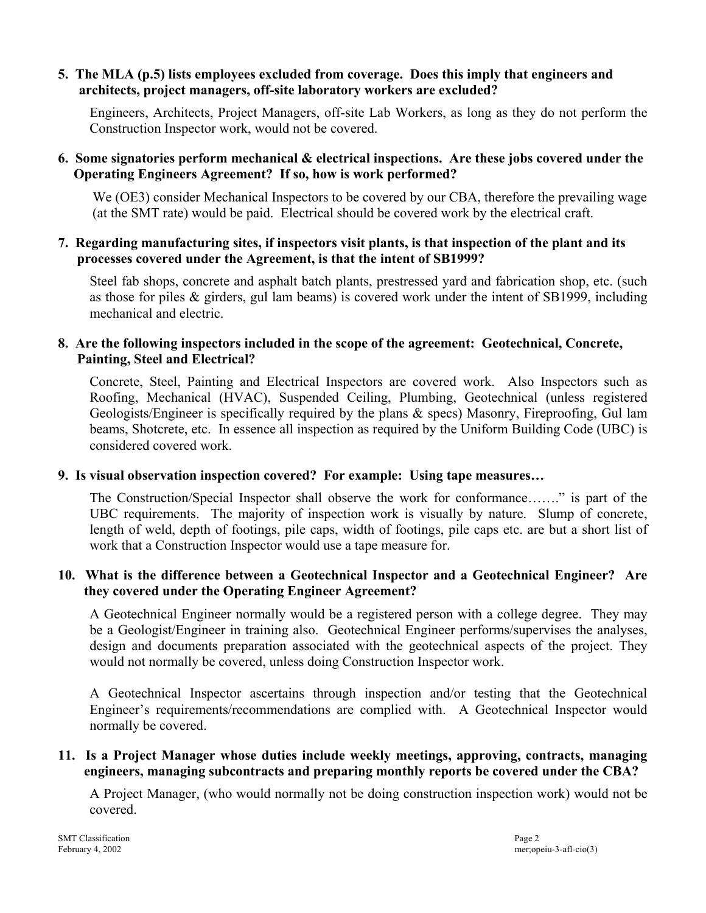**5. The MLA (p.5) lists employees excluded from coverage. Does this imply that engineers and architects, project managers, off-site laboratory workers are excluded?**

Engineers, Architects, Project Managers, off-site Lab Workers, as long as they do not perform the Construction Inspector work, would not be covered.

**6. Some signatories perform mechanical & electrical inspections. Are these jobs covered under the Operating Engineers Agreement? If so, how is work performed?**

We (OE3) consider Mechanical Inspectors to be covered by our CBA, therefore the prevailing wage (at the SMT rate) would be paid. Electrical should be covered work by the electrical craft.

**7. Regarding manufacturing sites, if inspectors visit plants, is that inspection of the plant and its processes covered under the Agreement, is that the intent of SB1999?**

Steel fab shops, concrete and asphalt batch plants, prestressed yard and fabrication shop, etc. (such as those for piles & girders, gul lam beams) is covered work under the intent of SB1999, including mechanical and electric.

**8. Are the following inspectors included in the scope of the agreement: Geotechnical, Concrete, Painting, Steel and Electrical?**

Concrete, Steel, Painting and Electrical Inspectors are covered work. Also Inspectors such as Roofing, Mechanical (HVAC), Suspended Ceiling, Plumbing, Geotechnical (unless registered Geologists/Engineer is specifically required by the plans & specs) Masonry, Fireproofing, Gul lam beams, Shotcrete, etc. In essence all inspection as required by the Uniform Building Code (UBC) is considered covered work.

**9. Is visual observation inspection covered? For example: Using tape measures…**

The Construction/Special Inspector shall observe the work for conformance……" is part of the UBC requirements. The majority of inspection work is visually by nature. Slump of concrete, length of weld, depth of footings, pile caps, width of footings, pile caps etc. are but a short list of work that a Construction Inspector would use a tape measure for.

**10. What is the difference between a Geotechnical Inspector and a Geotechnical Engineer? Are they covered under the Operating Engineer Agreement?**

A Geotechnical Engineer normally would be a registered person with a college degree. They may be a Geologist/Engineer in training also. Geotechnical Engineer performs/supervises the analyses, design and documents preparation associated with the geotechnical aspects of the project. They would not normally be covered, unless doing Construction Inspector work.

A Geotechnical Inspector ascertains through inspection and/or testing that the Geotechnical Engineer's requirements/recommendations are complied with. A Geotechnical Inspector would normally be covered.

**11. Is a Project Manager whose duties include weekly meetings, approving, contracts, managing engineers, managing subcontracts and preparing monthly reports be covered under the CBA?**

A Project Manager, (who would normally not be doing construction inspection work) would not be covered.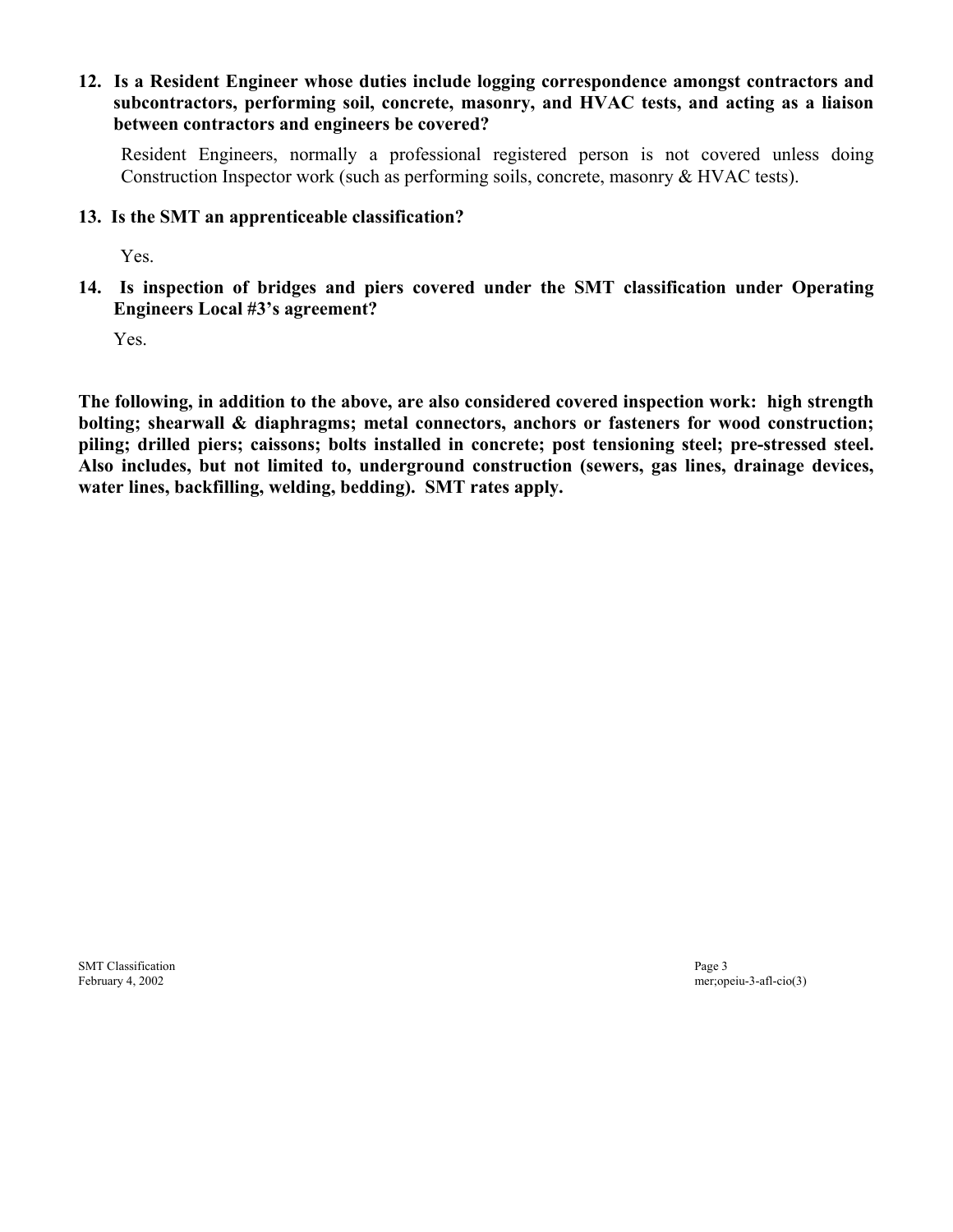**12. Is a Resident Engineer whose duties include logging correspondence amongst contractors and subcontractors, performing soil, concrete, masonry, and HVAC tests, and acting as a liaison between contractors and engineers be covered?**

Resident Engineers, normally a professional registered person is not covered unless doing Construction Inspector work (such as performing soils, concrete, masonry & HVAC tests).

**13. Is the SMT an apprenticeable classification?**

Yes.

**14. Is inspection of bridges and piers covered under the SMT classification under Operating Engineers Local #3's agreement?**

Yes.

**The following, in addition to the above, are also considered covered inspection work: high strength bolting; shearwall & diaphragms; metal connectors, anchors or fasteners for wood construction; piling; drilled piers; caissons; bolts installed in concrete; post tensioning steel; pre-stressed steel. Also includes, but not limited to, underground construction (sewers, gas lines, drainage devices, water lines, backfilling, welding, bedding). SMT rates apply.**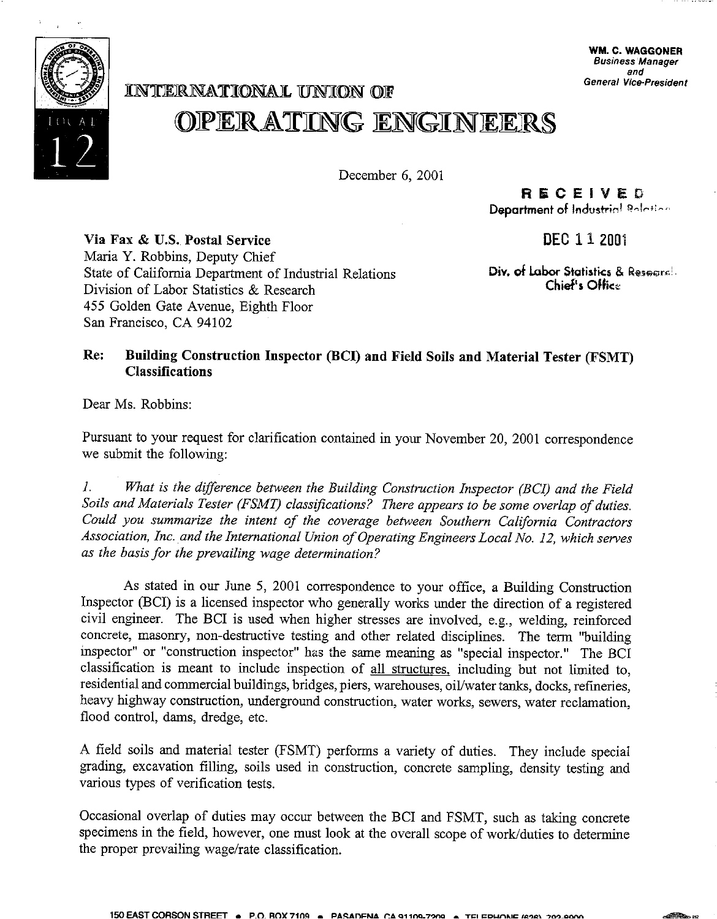WM. C. WAGGONER
*Business Manager*
*and*
*General Vice-President*

# INTERNATIONAL UNION OF OPERATING ENGINEERS

LOCAL 12

December 6, 2001

RECEIVED
Department of Industrial Relations

DEC 11 2001

Div. of Labor Statistics & Research
Chief's Office

**Via Fax & U.S. Postal Service**
Maria Y. Robbins, Deputy Chief
State of California Department of Industrial Relations
Division of Labor Statistics & Research
455 Golden Gate Avenue, Eighth Floor
San Francisco, CA 94102

**Re: Building Construction Inspector (BCI) and Field Soils and Material Tester (FSMT) Classifications**

Dear Ms. Robbins:

Pursuant to your request for clarification contained in your November 20, 2001 correspondence we submit the following:

*1. What is the difference between the Building Construction Inspector (BCI) and the Field Soils and Materials Tester (FSMT) classifications? There appears to be some overlap of duties. Could you summarize the intent of the coverage between Southern California Contractors Association, Inc. and the International Union of Operating Engineers Local No. 12, which serves as the basis for the prevailing wage determination?*

As stated in our June 5, 2001 correspondence to your office, a Building Construction Inspector (BCI) is a licensed inspector who generally works under the direction of a registered civil engineer. The BCI is used when higher stresses are involved, e.g., welding, reinforced concrete, masonry, non-destructive testing and other related disciplines. The term "building inspector" or "construction inspector" has the same meaning as "special inspector." The BCI classification is meant to include inspection of all structures, including but not limited to, residential and commercial buildings, bridges, piers, warehouses, oil/water tanks, docks, refineries, heavy highway construction, underground construction, water works, sewers, water reclamation, flood control, dams, dredge, etc.

A field soils and material tester (FSMT) performs a variety of duties. They include special grading, excavation filling, soils used in construction, concrete sampling, density testing and various types of verification tests.

Occasional overlap of duties may occur between the BCI and FSMT, such as taking concrete specimens in the field, however, one must look at the overall scope of work/duties to determine the proper prevailing wage/rate classification.

150 EAST CORSON STREET • P.O. BOX 7109 • PASADENA, CA 91109-7209 • TELEPHONE (626) 792-8900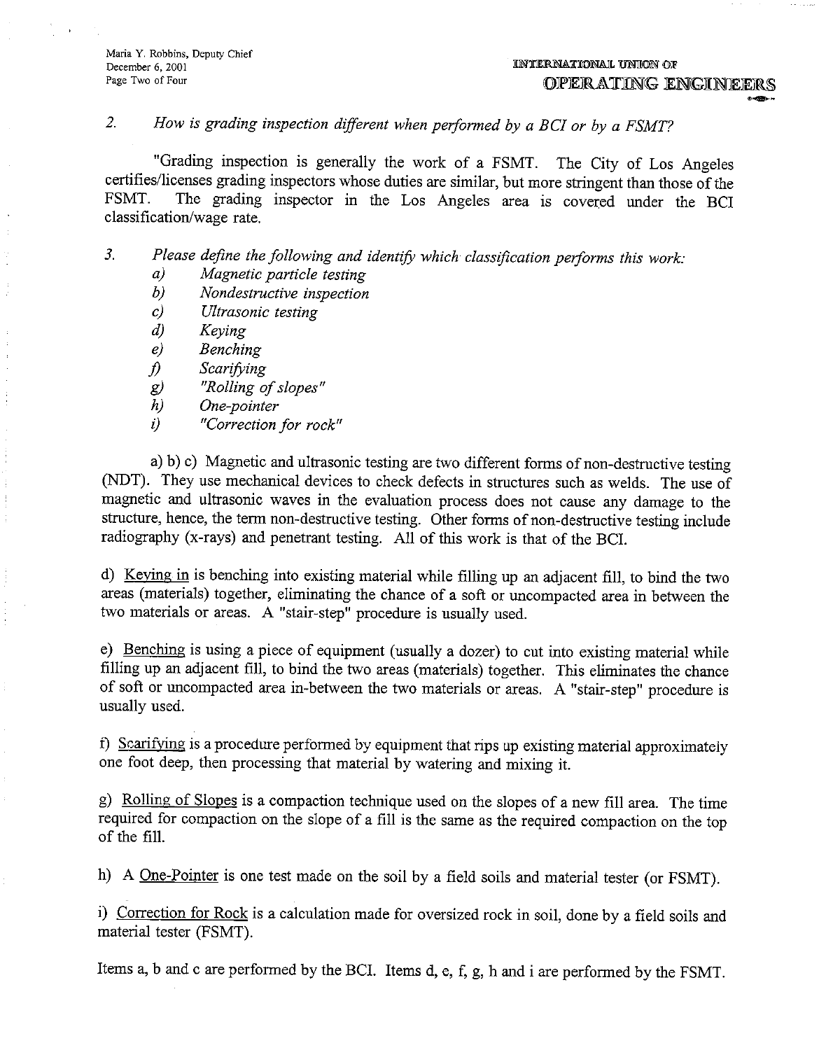2. *How is grading inspection different when performed by a BCI or by a FSMT?*

"Grading inspection is generally the work of a FSMT. The City of Los Angeles certifies/licenses grading inspectors whose duties are similar, but more stringent than those of the FSMT. The grading inspector in the Los Angeles area is covered under the BCI classification/wage rate.

3. *Please define the following and identify which classification performs this work:*
   a) *Magnetic particle testing*
   b) *Nondestructive inspection*
   c) *Ultrasonic testing*
   d) *Keying*
   e) *Benching*
   f) *Scarifying*
   g) *"Rolling of slopes"*
   h) *One-pointer*
   i) *"Correction for rock"*

a) b) c) Magnetic and ultrasonic testing are two different forms of non-destructive testing (NDT). They use mechanical devices to check defects in structures such as welds. The use of magnetic and ultrasonic waves in the evaluation process does not cause any damage to the structure, hence, the term non-destructive testing. Other forms of non-destructive testing include radiography (x-rays) and penetrant testing. All of this work is that of the BCI.

d) Keying in is benching into existing material while filling up an adjacent fill, to bind the two areas (materials) together, eliminating the chance of a soft or uncompacted area in between the two materials or areas. A "stair-step" procedure is usually used.

e) Benching is using a piece of equipment (usually a dozer) to cut into existing material while filling up an adjacent fill, to bind the two areas (materials) together. This eliminates the chance of soft or uncompacted area in-between the two materials or areas. A "stair-step" procedure is usually used.

f) Scarifying is a procedure performed by equipment that rips up existing material approximately one foot deep, then processing that material by watering and mixing it.

g) Rolling of Slopes is a compaction technique used on the slopes of a new fill area. The time required for compaction on the slope of a fill is the same as the required compaction on the top of the fill.

h) A One-Pointer is one test made on the soil by a field soils and material tester (or FSMT).

i) Correction for Rock is a calculation made for oversized rock in soil, done by a field soils and material tester (FSMT).

Items a, b and c are performed by the BCI. Items d, e, f, g, h and i are performed by the FSMT.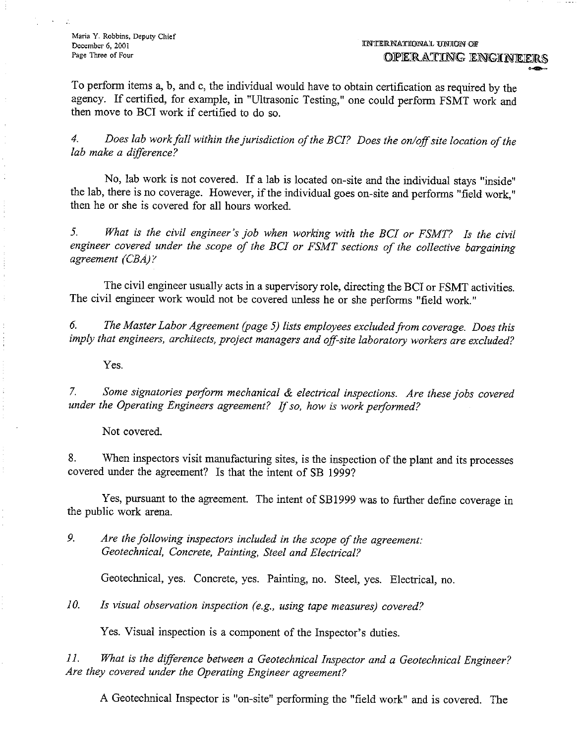To perform items a, b, and c, the individual would have to obtain certification as required by the agency. If certified, for example, in "Ultrasonic Testing," one could perform FSMT work and then move to BCI work if certified to do so.

4. *Does lab work fall within the jurisdiction of the BCI? Does the on/off site location of the lab make a difference?*

No, lab work is not covered. If a lab is located on-site and the individual stays "inside" the lab, there is no coverage. However, if the individual goes on-site and performs "field work," then he or she is covered for all hours worked.

5. *What is the civil engineer's job when working with the BCI or FSMT? Is the civil engineer covered under the scope of the BCI or FSMT sections of the collective bargaining agreement (CBA)?*

The civil engineer usually acts in a supervisory role, directing the BCI or FSMT activities. The civil engineer work would not be covered unless he or she performs "field work."

6. *The Master Labor Agreement (page 5) lists employees excluded from coverage. Does this imply that engineers, architects, project managers and off-site laboratory workers are excluded?*

Yes.

7. *Some signatories perform mechanical & electrical inspections. Are these jobs covered under the Operating Engineers agreement? If so, how is work performed?*

Not covered.

8. When inspectors visit manufacturing sites, is the inspection of the plant and its processes covered under the agreement? Is that the intent of SB 1999?

Yes, pursuant to the agreement. The intent of SB1999 was to further define coverage in the public work arena.

9. *Are the following inspectors included in the scope of the agreement: Geotechnical, Concrete, Painting, Steel and Electrical?*

Geotechnical, yes. Concrete, yes. Painting, no. Steel, yes. Electrical, no.

10. *Is visual observation inspection (e.g., using tape measures) covered?*

Yes. Visual inspection is a component of the Inspector's duties.

11. *What is the difference between a Geotechnical Inspector and a Geotechnical Engineer? Are they covered under the Operating Engineer agreement?*

A Geotechnical Inspector is "on-site" performing the "field work" and is covered. The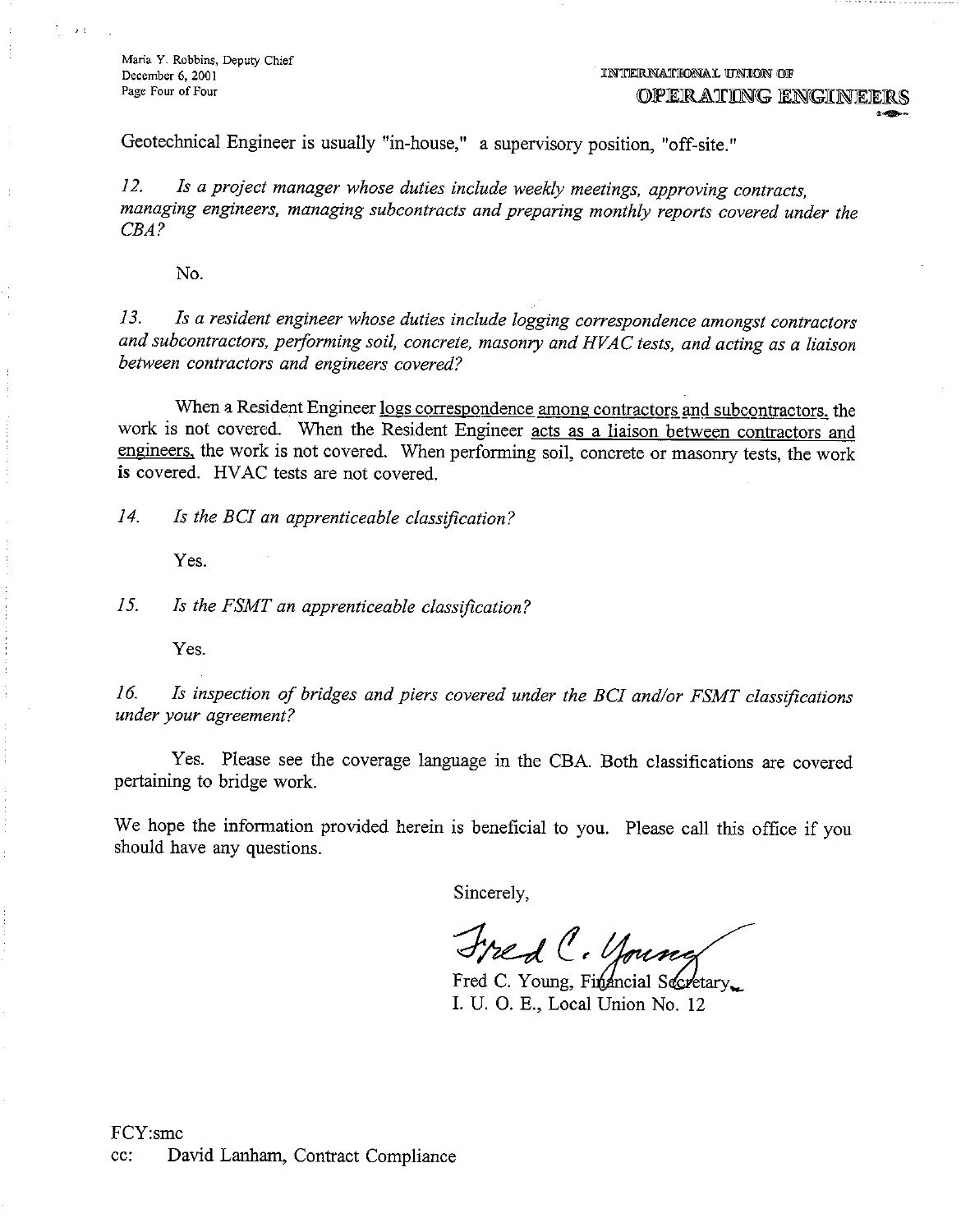Geotechnical Engineer is usually "in-house," a supervisory position, "off-site."

*12. Is a project manager whose duties include weekly meetings, approving contracts, managing engineers, managing subcontracts and preparing monthly reports covered under the CBA?*

No.

*13. Is a resident engineer whose duties include logging correspondence amongst contractors and subcontractors, performing soil, concrete, masonry and HVAC tests, and acting as a liaison between contractors and engineers covered?*

When a Resident Engineer <u>logs correspondence among contractors and subcontractors</u>, the work is not covered. When the Resident Engineer <u>acts as a liaison between contractors and engineers</u>, the work is not covered. When performing soil, concrete or masonry tests, the work **is** covered. HVAC tests are not covered.

*14. Is the BCI an apprenticeable classification?*

Yes.

*15. Is the FSMT an apprenticeable classification?*

Yes.

*16. Is inspection of bridges and piers covered under the BCI and/or FSMT classifications under your agreement?*

Yes. Please see the coverage language in the CBA. Both classifications are covered pertaining to bridge work.

We hope the information provided herein is beneficial to you. Please call this office if you should have any questions.

Sincerely,

Fred C. Young

Fred C. Young, Financial Secretary
I. U. O. E., Local Union No. 12

FCY:smc
cc: David Lanham, Contract Compliance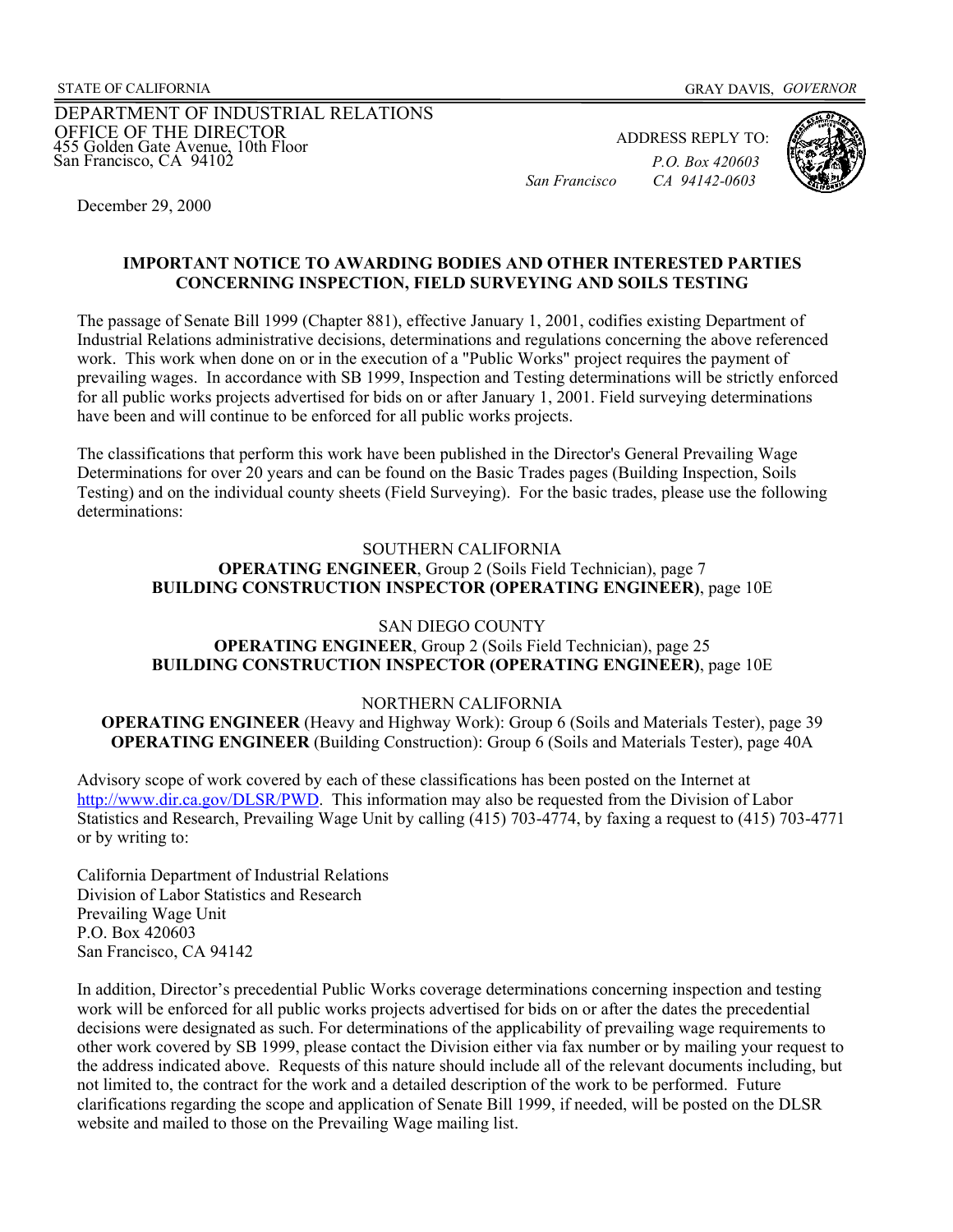STATE OF CALIFORNIA GRAY DAVIS, *GOVERNOR*

DEPARTMENT OF INDUSTRIAL RELATIONS
OFFICE OF THE DIRECTOR
455 Golden Gate Avenue, 10th Floor
San Francisco, CA 94102

ADDRESS REPLY TO:
*P.O. Box 420603*
*San Francisco CA 94142-0603*

December 29, 2000

**IMPORTANT NOTICE TO AWARDING BODIES AND OTHER INTERESTED PARTIES CONCERNING INSPECTION, FIELD SURVEYING AND SOILS TESTING**

The passage of Senate Bill 1999 (Chapter 881), effective January 1, 2001, codifies existing Department of Industrial Relations administrative decisions, determinations and regulations concerning the above referenced work. This work when done on or in the execution of a "Public Works" project requires the payment of prevailing wages. In accordance with SB 1999, Inspection and Testing determinations will be strictly enforced for all public works projects advertised for bids on or after January 1, 2001. Field surveying determinations have been and will continue to be enforced for all public works projects.

The classifications that perform this work have been published in the Director's General Prevailing Wage Determinations for over 20 years and can be found on the Basic Trades pages (Building Inspection, Soils Testing) and on the individual county sheets (Field Surveying). For the basic trades, please use the following determinations:

SOUTHERN CALIFORNIA
**OPERATING ENGINEER**, Group 2 (Soils Field Technician), page 7
**BUILDING CONSTRUCTION INSPECTOR (OPERATING ENGINEER)**, page 10E

SAN DIEGO COUNTY
**OPERATING ENGINEER**, Group 2 (Soils Field Technician), page 25
**BUILDING CONSTRUCTION INSPECTOR (OPERATING ENGINEER)**, page 10E

NORTHERN CALIFORNIA
**OPERATING ENGINEER** (Heavy and Highway Work): Group 6 (Soils and Materials Tester), page 39
**OPERATING ENGINEER** (Building Construction): Group 6 (Soils and Materials Tester), page 40A

Advisory scope of work covered by each of these classifications has been posted on the Internet at http://www.dir.ca.gov/DLSR/PWD. This information may also be requested from the Division of Labor Statistics and Research, Prevailing Wage Unit by calling (415) 703-4774, by faxing a request to (415) 703-4771 or by writing to:

California Department of Industrial Relations
Division of Labor Statistics and Research
Prevailing Wage Unit
P.O. Box 420603
San Francisco, CA 94142

In addition, Director's precedential Public Works coverage determinations concerning inspection and testing work will be enforced for all public works projects advertised for bids on or after the dates the precedential decisions were designated as such. For determinations of the applicability of prevailing wage requirements to other work covered by SB 1999, please contact the Division either via fax number or by mailing your request to the address indicated above. Requests of this nature should include all of the relevant documents including, but not limited to, the contract for the work and a detailed description of the work to be performed. Future clarifications regarding the scope and application of Senate Bill 1999, if needed, will be posted on the DLSR website and mailed to those on the Prevailing Wage mailing list.